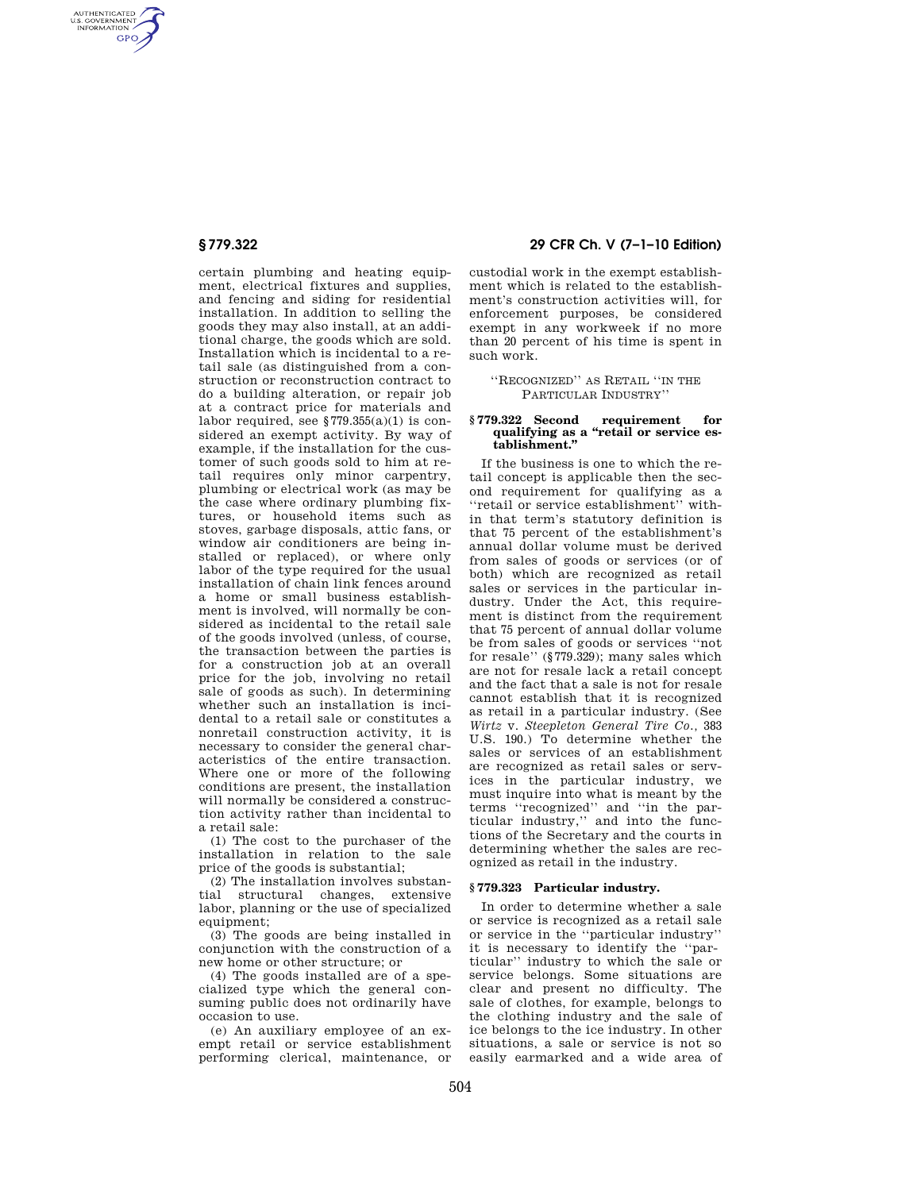certain plumbing and heating equipment, electrical fixtures and supplies, and fencing and siding for residential installation. In addition to selling the goods they may also install, at an additional charge, the goods which are sold. Installation which is incidental to a retail sale (as distinguished from a construction or reconstruction contract to do a building alteration, or repair job at a contract price for materials and labor required, see §779.355(a)(1) is considered an exempt activity. By way of example, if the installation for the customer of such goods sold to him at retail requires only minor carpentry, plumbing or electrical work (as may be the case where ordinary plumbing fixtures, or household items such as stoves, garbage disposals, attic fans, or window air conditioners are being installed or replaced), or where only labor of the type required for the usual installation of chain link fences around a home or small business establishment is involved, will normally be considered as incidental to the retail sale of the goods involved (unless, of course, the transaction between the parties is for a construction job at an overall price for the job, involving no retail sale of goods as such). In determining whether such an installation is incidental to a retail sale or constitutes a nonretail construction activity, it is necessary to consider the general characteristics of the entire transaction. Where one or more of the following conditions are present, the installation will normally be considered a construction activity rather than incidental to a retail sale:

(1) The cost to the purchaser of the installation in relation to the sale price of the goods is substantial;

(2) The installation involves substantial structural changes, extensive labor, planning or the use of specialized equipment;

(3) The goods are being installed in conjunction with the construction of a new home or other structure; or

(4) The goods installed are of a specialized type which the general consuming public does not ordinarily have occasion to use.

(e) An auxiliary employee of an exempt retail or service establishment performing clerical, maintenance, or custodial work in the exempt establishment which is related to the establishment's construction activities will, for enforcement purposes, be considered exempt in any workweek if no more than 20 percent of his time is spent in such work.

## "Recognized" as Retail "in the Particular Industry"

### §779.322 Second requirement for qualifying as a "retail or service establishment."

If the business is one to which the retail concept is applicable then the second requirement for qualifying as a "retail or service establishment" within that term's statutory definition is that 75 percent of the establishment's annual dollar volume must be derived from sales of goods or services (or of both) which are recognized as retail sales or services in the particular industry. Under the Act, this requirement is distinct from the requirement that 75 percent of annual dollar volume be from sales of goods or services "not for resale" (§779.329); many sales which are not for resale lack a retail concept and the fact that a sale is not for resale cannot establish that it is recognized as retail in a particular industry. (See *Wirtz* v. *Steepleton General Tire Co.,* 383 U.S. 190.) To determine whether the sales or services of an establishment are recognized as retail sales or services in the particular industry, we must inquire into what is meant by the terms "recognized" and "in the particular industry," and into the functions of the Secretary and the courts in determining whether the sales are recognized as retail in the industry.

### §779.323 Particular industry.

In order to determine whether a sale or service is recognized as a retail sale or service in the "particular industry" it is necessary to identify the "particular" industry to which the sale or service belongs. Some situations are clear and present no difficulty. The sale of clothes, for example, belongs to the clothing industry and the sale of ice belongs to the ice industry. In other situations, a sale or service is not so easily earmarked and a wide area of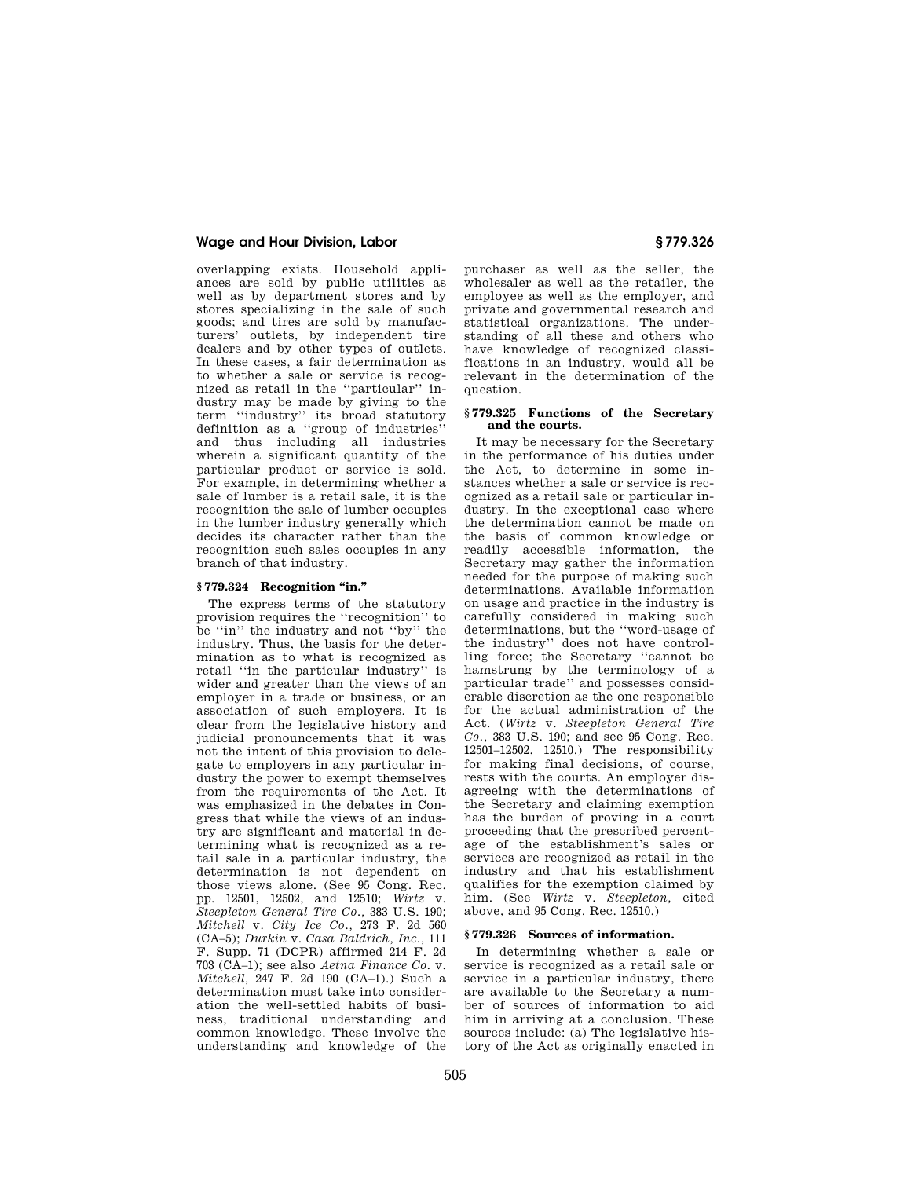overlapping exists. Household appliances are sold by public utilities as well as by department stores and by stores specializing in the sale of such goods; and tires are sold by manufacturers' outlets, by independent tire dealers and by other types of outlets. In these cases, a fair determination as to whether a sale or service is recognized as retail in the "particular" industry may be made by giving to the term "industry" its broad statutory definition as a "group of industries" and thus including all industries wherein a significant quantity of the particular product or service is sold. For example, in determining whether a sale of lumber is a retail sale, it is the recognition the sale of lumber occupies in the lumber industry generally which decides its character rather than the recognition such sales occupies in any branch of that industry.

### § 779.324 Recognition "in."

The express terms of the statutory provision requires the "recognition" to be "in" the industry and not "by" the industry. Thus, the basis for the determination as to what is recognized as retail "in the particular industry" is wider and greater than the views of an employer in a trade or business, or an association of such employers. It is clear from the legislative history and judicial pronouncements that it was not the intent of this provision to delegate to employers in any particular industry the power to exempt themselves from the requirements of the Act. It was emphasized in the debates in Congress that while the views of an industry are significant and material in determining what is recognized as a retail sale in a particular industry, the determination is not dependent on those views alone. (See 95 Cong. Rec. pp. 12501, 12502, and 12510; *Wirtz* v. *Steepleton General Tire Co.*, 383 U.S. 190; *Mitchell* v. *City Ice Co.*, 273 F. 2d 560 (CA–5); *Durkin* v. *Casa Baldrich, Inc.*, 111 F. Supp. 71 (DCPR) affirmed 214 F. 2d 703 (CA–1); see also *Aetna Finance Co.* v. *Mitchell*, 247 F. 2d 190 (CA–1).) Such a determination must take into consideration the well-settled habits of business, traditional understanding and common knowledge. These involve the understanding and knowledge of the purchaser as well as the seller, the wholesaler as well as the retailer, the employee as well as the employer, and private and governmental research and statistical organizations. The understanding of all these and others who have knowledge of recognized classifications in an industry, would all be relevant in the determination of the question.

### § 779.325 Functions of the Secretary and the courts.

It may be necessary for the Secretary in the performance of his duties under the Act, to determine in some instances whether a sale or service is recognized as a retail sale or particular industry. In the exceptional case where the determination cannot be made on the basis of common knowledge or readily accessible information, the Secretary may gather the information needed for the purpose of making such determinations. Available information on usage and practice in the industry is carefully considered in making such determinations, but the "word-usage of the industry" does not have controlling force; the Secretary "cannot be hamstrung by the terminology of a particular trade" and possesses considerable discretion as the one responsible for the actual administration of the Act. (*Wirtz* v. *Steepleton General Tire Co.*, 383 U.S. 190; and see 95 Cong. Rec. 12501–12502, 12510.) The responsibility for making final decisions, of course, rests with the courts. An employer disagreeing with the determinations of the Secretary and claiming exemption has the burden of proving in a court proceeding that the prescribed percentage of the establishment's sales or services are recognized as retail in the industry and that his establishment qualifies for the exemption claimed by him. (See *Wirtz* v. *Steepleton*, cited above, and 95 Cong. Rec. 12510.)

### § 779.326 Sources of information.

In determining whether a sale or service is recognized as a retail sale or service in a particular industry, there are available to the Secretary a number of sources of information to aid him in arriving at a conclusion. These sources include: (a) The legislative history of the Act as originally enacted in